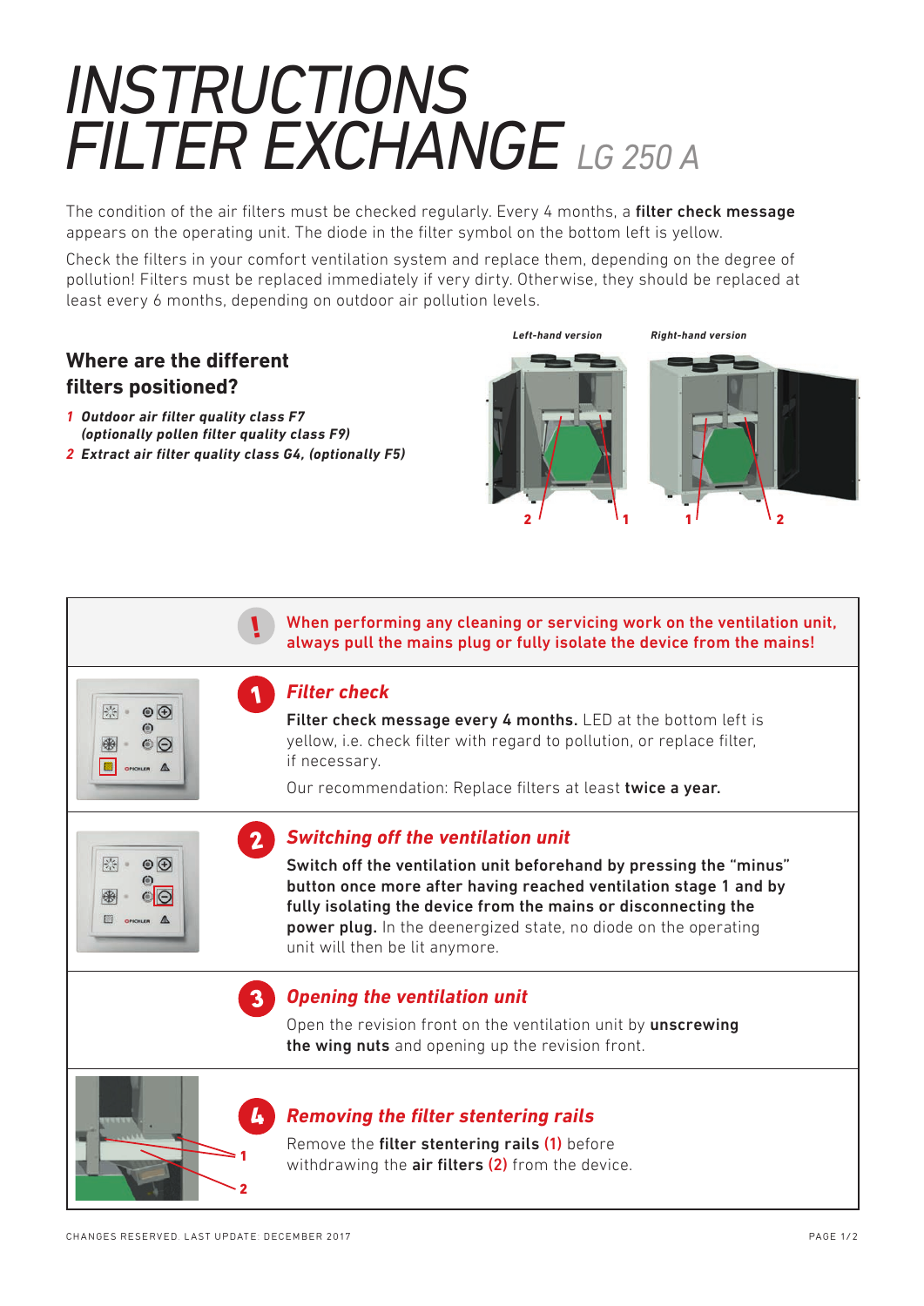# INSTRUCTIONS FILTER EXCHANGE LG 250 A

The condition of the air filters must be checked regularly. Every 4 months, a **filter check message** appears on the operating unit. The diode in the filter symbol on the bottom left is yellow.

Check the filters in your comfort ventilation system and replace them, depending on the degree of pollution! Filters must be replaced immediately if very dirty. Otherwise, they should be replaced at least every 6 months, depending on outdoor air pollution levels.

## Where are the different filters positioned?

1. ***Outdoor air filter quality class F7 (optionally pollen filter quality class F9)***
2. ***Extract air filter quality class G4, (optionally F5)***

*Left-hand version* — 2, 1

*Right-hand version* — 1, 2

**When performing any cleaning or servicing work on the ventilation unit, always pull the mains plug or fully isolate the device from the mains!**

### 1 *Filter check*

**Filter check message every 4 months.** LED at the bottom left is yellow, i.e. check filter with regard to pollution, or replace filter, if necessary.

Our recommendation: Replace filters at least **twice a year.**

### 2 *Switching off the ventilation unit*

**Switch off the ventilation unit beforehand by pressing the "minus" button once more after having reached ventilation stage 1 and by fully isolating the device from the mains or disconnecting the power plug.** In the deenergized state, no diode on the operating unit will then be lit anymore.

### 3 *Opening the ventilation unit*

Open the revision front on the ventilation unit by **unscrewing the wing nuts** and opening up the revision front.

### 4 *Removing the filter stentering rails*

Remove the **filter stentering rails (1)** before withdrawing the **air filters (2)** from the device.

CHANGES RESERVED. LAST UPDATE: DECEMBER 2017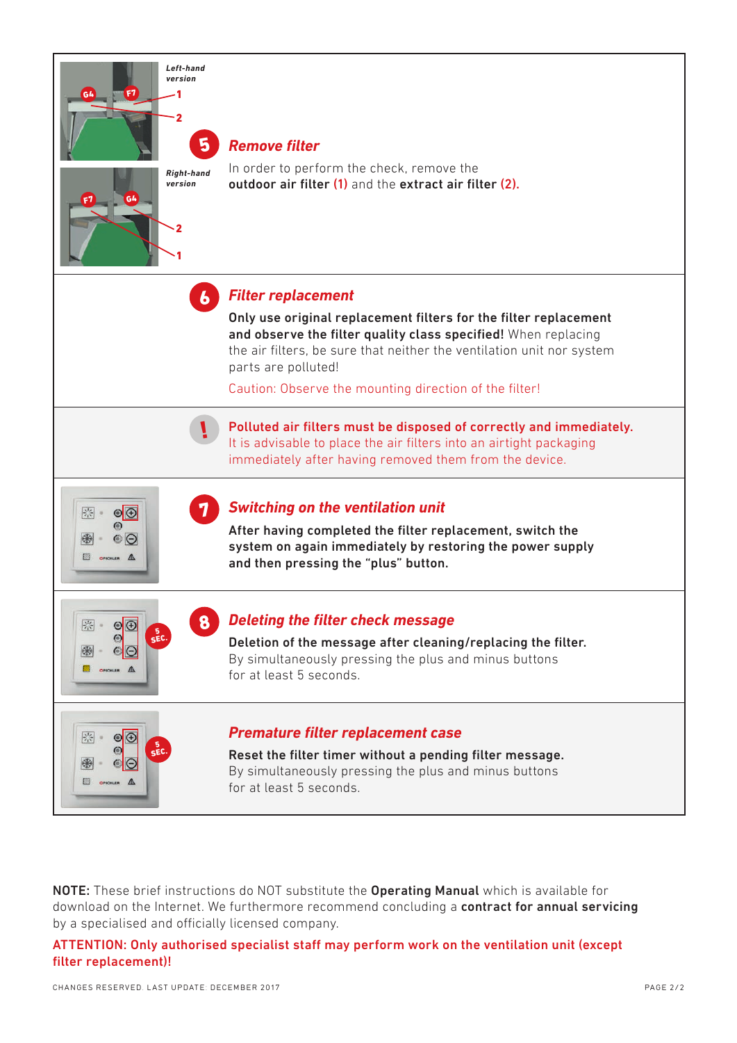Left-hand version

G4 F7 1 2

Right-hand version

F7 G4 2 1

## 5 Remove filter

In order to perform the check, remove the **outdoor air filter (1)** and the **extract air filter (2).**

## 6 Filter replacement

**Only use original replacement filters for the filter replacement and observe the filter quality class specified!** When replacing the air filters, be sure that neither the ventilation unit nor system parts are polluted!

Caution: Observe the mounting direction of the filter!

**! Polluted air filters must be disposed of correctly and immediately.**
It is advisable to place the air filters into an airtight packaging immediately after having removed them from the device.

## 7 Switching on the ventilation unit

**After having completed the filter replacement, switch the system on again immediately by restoring the power supply and then pressing the "plus" button.**

## 8 Deleting the filter check message

5 SEC.

**Deletion of the message after cleaning/replacing the filter.**
By simultaneously pressing the plus and minus buttons for at least 5 seconds.

## Premature filter replacement case

5 SEC.

**Reset the filter timer without a pending filter message.**
By simultaneously pressing the plus and minus buttons for at least 5 seconds.

**NOTE:** These brief instructions do NOT substitute the **Operating Manual** which is available for download on the Internet. We furthermore recommend concluding a **contract for annual servicing** by a specialised and officially licensed company.

**ATTENTION: Only authorised specialist staff may perform work on the ventilation unit (except filter replacement)!**

CHANGES RESERVED. LAST UPDATE: DECEMBER 2017